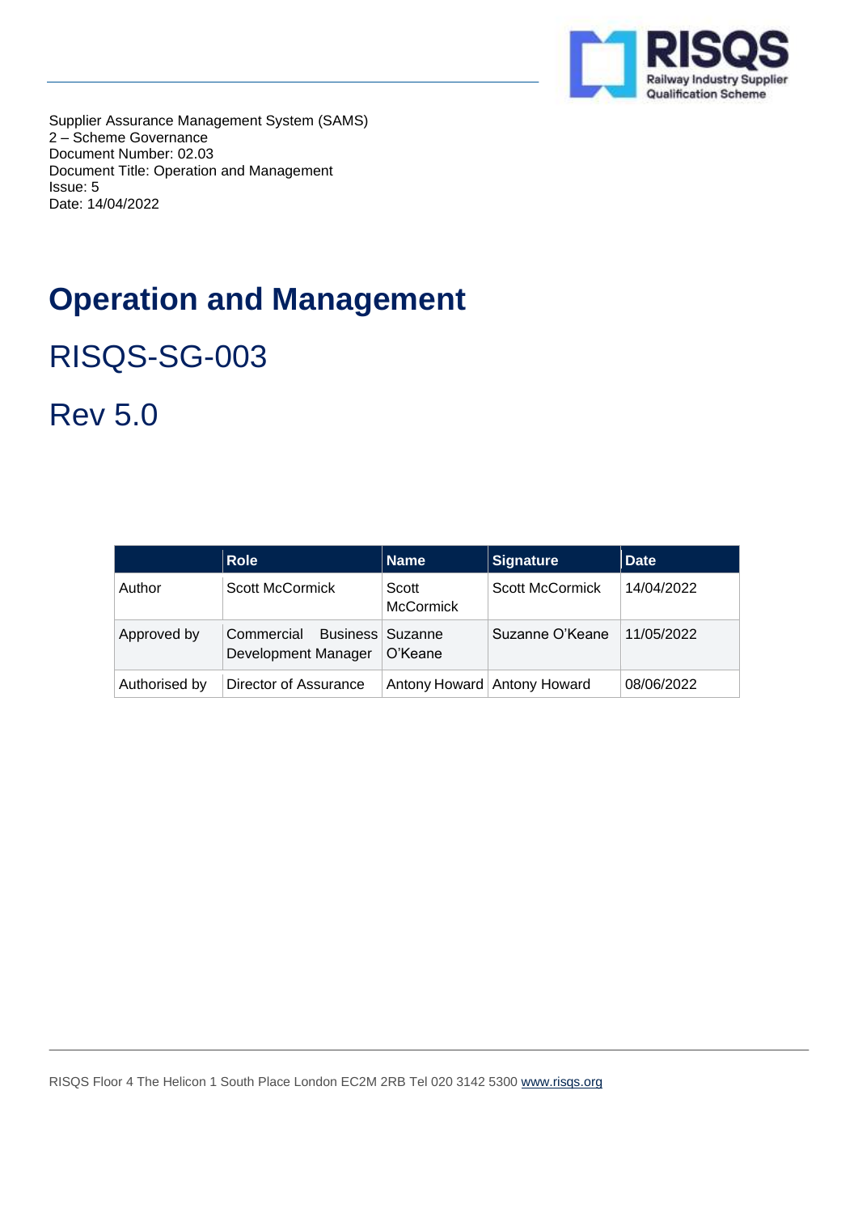Supplier Assurance Management System (SAMS)
2 – Scheme Governance
Document Number: 02.03
Document Title: Operation and Management
Issue: 5
Date: 14/04/2022

# Operation and Management

## RISQS-SG-003

## Rev 5.0

| | Role | Name | Signature | Date |
|---|---|---|---|---|
| Author | Scott McCormick | Scott McCormick | Scott McCormick | 14/04/2022 |
| Approved by | Commercial Business Development Manager | Suzanne O'Keane | Suzanne O'Keane | 11/05/2022 |
| Authorised by | Director of Assurance | Antony Howard | Antony Howard | 08/06/2022 |

RISQS Floor 4 The Helicon 1 South Place London EC2M 2RB Tel 020 3142 5300 www.risqs.org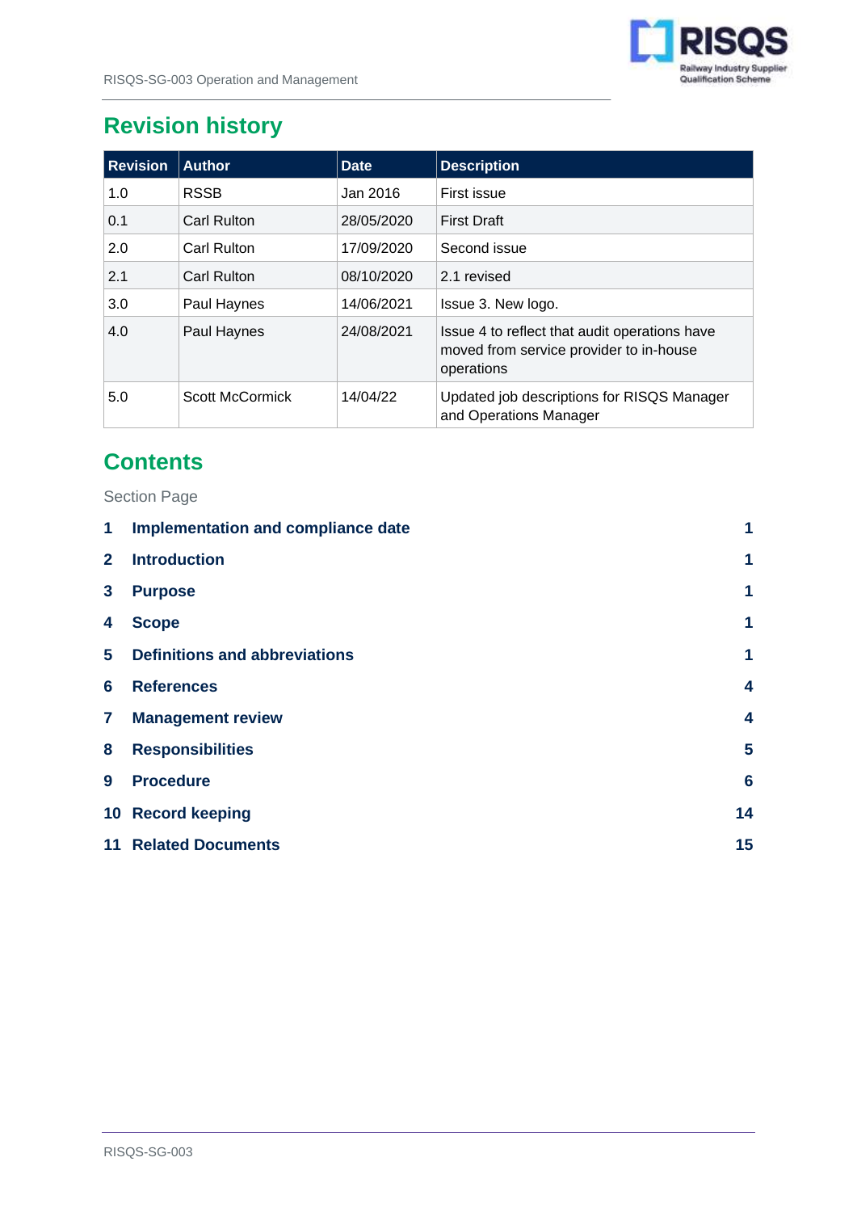## Revision history

| Revision | Author | Date | Description |
|---|---|---|---|
| 1.0 | RSSB | Jan 2016 | First issue |
| 0.1 | Carl Rulton | 28/05/2020 | First Draft |
| 2.0 | Carl Rulton | 17/09/2020 | Second issue |
| 2.1 | Carl Rulton | 08/10/2020 | 2.1 revised |
| 3.0 | Paul Haynes | 14/06/2021 | Issue 3. New logo. |
| 4.0 | Paul Haynes | 24/08/2021 | Issue 4 to reflect that audit operations have moved from service provider to in-house operations |
| 5.0 | Scott McCormick | 14/04/22 | Updated job descriptions for RISQS Manager and Operations Manager |

## Contents

Section Page

| | | |
|---|---|---|
| **1** | **Implementation and compliance date** | **1** |
| **2** | **Introduction** | **1** |
| **3** | **Purpose** | **1** |
| **4** | **Scope** | **1** |
| **5** | **Definitions and abbreviations** | **1** |
| **6** | **References** | **4** |
| **7** | **Management review** | **4** |
| **8** | **Responsibilities** | **5** |
| **9** | **Procedure** | **6** |
| **10** | **Record keeping** | **14** |
| **11** | **Related Documents** | **15** |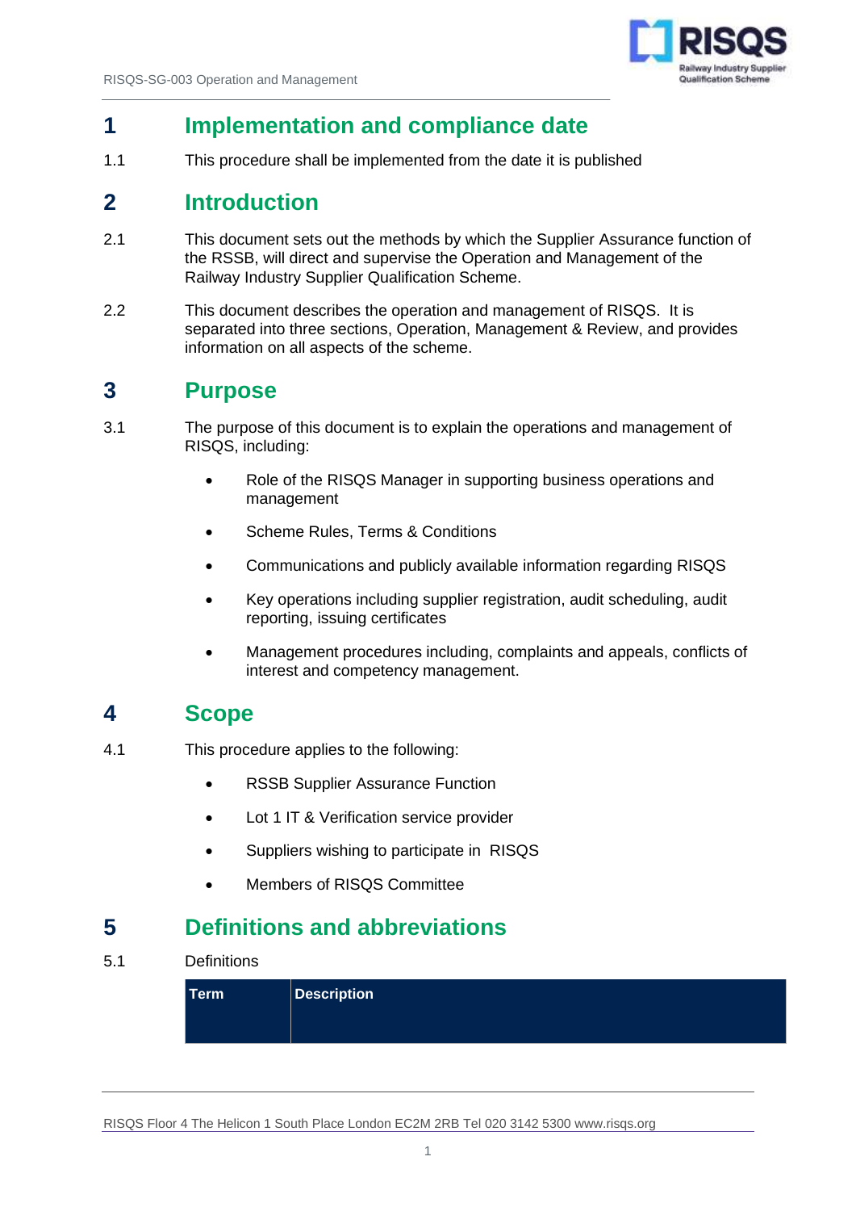# 1 Implementation and compliance date

1.1 This procedure shall be implemented from the date it is published

# 2 Introduction

2.1 This document sets out the methods by which the Supplier Assurance function of the RSSB, will direct and supervise the Operation and Management of the Railway Industry Supplier Qualification Scheme.

2.2 This document describes the operation and management of RISQS. It is separated into three sections, Operation, Management & Review, and provides information on all aspects of the scheme.

# 3 Purpose

3.1 The purpose of this document is to explain the operations and management of RISQS, including:

- Role of the RISQS Manager in supporting business operations and management
- Scheme Rules, Terms & Conditions
- Communications and publicly available information regarding RISQS
- Key operations including supplier registration, audit scheduling, audit reporting, issuing certificates
- Management procedures including, complaints and appeals, conflicts of interest and competency management.

# 4 Scope

4.1 This procedure applies to the following:

- RSSB Supplier Assurance Function
- Lot 1 IT & Verification service provider
- Suppliers wishing to participate in RISQS
- Members of RISQS Committee

# 5 Definitions and abbreviations

5.1 Definitions

| Term | Description |
|---|---|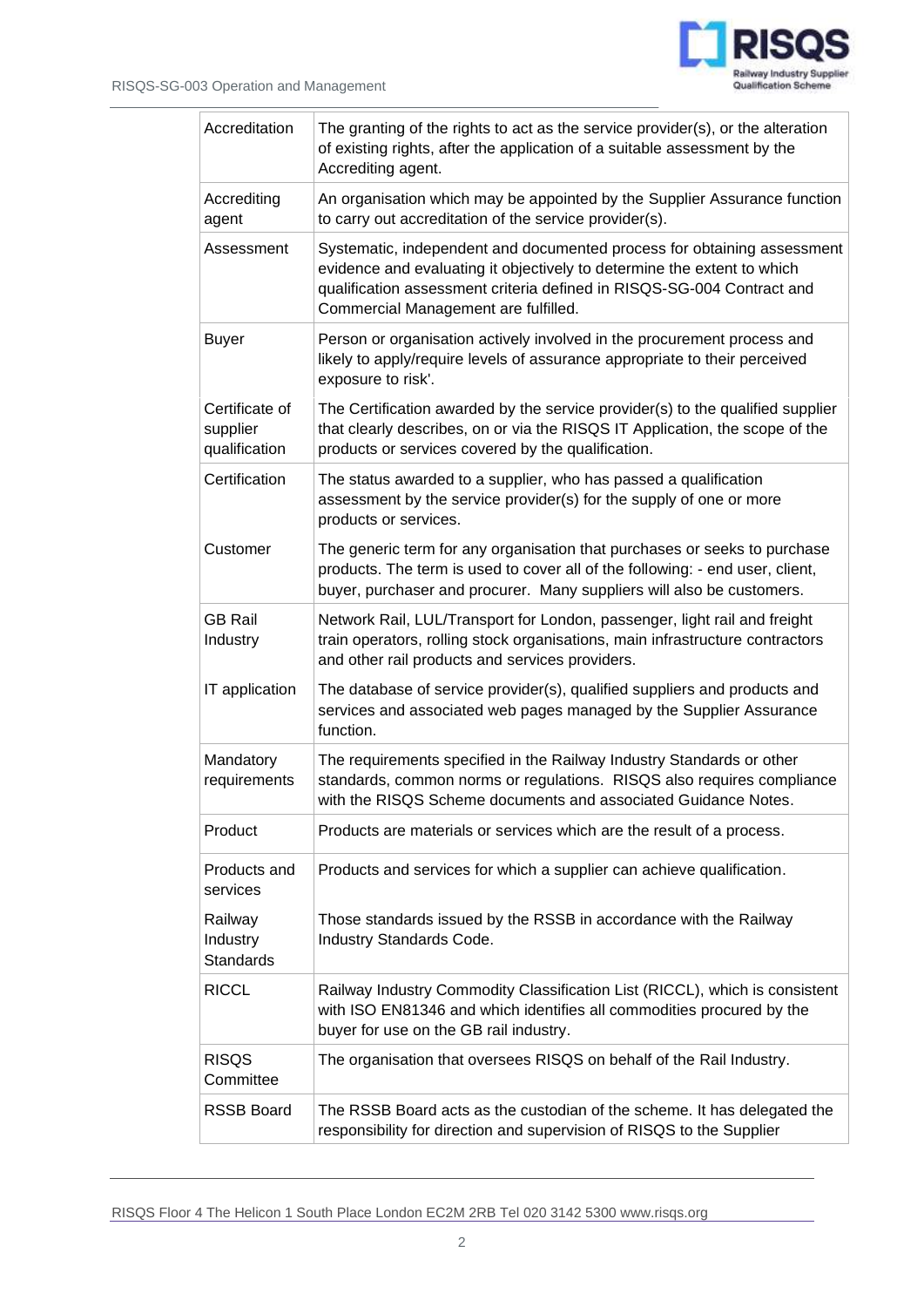| | |
|---|---|
| Accreditation | The granting of the rights to act as the service provider(s), or the alteration of existing rights, after the application of a suitable assessment by the Accrediting agent. |
| Accrediting agent | An organisation which may be appointed by the Supplier Assurance function to carry out accreditation of the service provider(s). |
| Assessment | Systematic, independent and documented process for obtaining assessment evidence and evaluating it objectively to determine the extent to which qualification assessment criteria defined in RISQS-SG-004 Contract and Commercial Management are fulfilled. |
| Buyer | Person or organisation actively involved in the procurement process and likely to apply/require levels of assurance appropriate to their perceived exposure to risk'. |
| Certificate of supplier qualification | The Certification awarded by the service provider(s) to the qualified supplier that clearly describes, on or via the RISQS IT Application, the scope of the products or services covered by the qualification. |
| Certification | The status awarded to a supplier, who has passed a qualification assessment by the service provider(s) for the supply of one or more products or services. |
| Customer | The generic term for any organisation that purchases or seeks to purchase products. The term is used to cover all of the following: - end user, client, buyer, purchaser and procurer. Many suppliers will also be customers. |
| GB Rail Industry | Network Rail, LUL/Transport for London, passenger, light rail and freight train operators, rolling stock organisations, main infrastructure contractors and other rail products and services providers. |
| IT application | The database of service provider(s), qualified suppliers and products and services and associated web pages managed by the Supplier Assurance function. |
| Mandatory requirements | The requirements specified in the Railway Industry Standards or other standards, common norms or regulations. RISQS also requires compliance with the RISQS Scheme documents and associated Guidance Notes. |
| Product | Products are materials or services which are the result of a process. |
| Products and services | Products and services for which a supplier can achieve qualification. |
| Railway Industry Standards | Those standards issued by the RSSB in accordance with the Railway Industry Standards Code. |
| RICCL | Railway Industry Commodity Classification List (RICCL), which is consistent with ISO EN81346 and which identifies all commodities procured by the buyer for use on the GB rail industry. |
| RISQS Committee | The organisation that oversees RISQS on behalf of the Rail Industry. |
| RSSB Board | The RSSB Board acts as the custodian of the scheme. It has delegated the responsibility for direction and supervision of RISQS to the Supplier |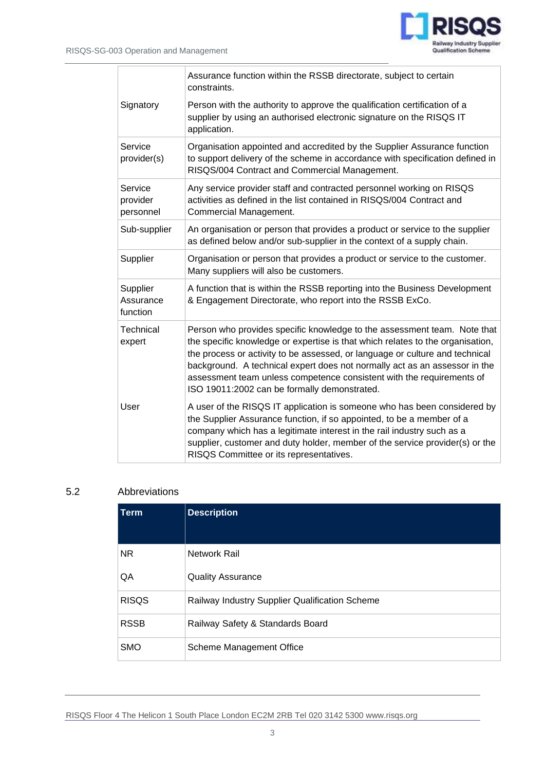| | |
|---|---|
| | Assurance function within the RSSB directorate, subject to certain constraints. |
| Signatory | Person with the authority to approve the qualification certification of a supplier by using an authorised electronic signature on the RISQS IT application. |
| Service provider(s) | Organisation appointed and accredited by the Supplier Assurance function to support delivery of the scheme in accordance with specification defined in RISQS/004 Contract and Commercial Management. |
| Service provider personnel | Any service provider staff and contracted personnel working on RISQS activities as defined in the list contained in RISQS/004 Contract and Commercial Management. |
| Sub-supplier | An organisation or person that provides a product or service to the supplier as defined below and/or sub-supplier in the context of a supply chain. |
| Supplier | Organisation or person that provides a product or service to the customer. Many suppliers will also be customers. |
| Supplier Assurance function | A function that is within the RSSB reporting into the Business Development & Engagement Directorate, who report into the RSSB ExCo. |
| Technical expert | Person who provides specific knowledge to the assessment team. Note that the specific knowledge or expertise is that which relates to the organisation, the process or activity to be assessed, or language or culture and technical background. A technical expert does not normally act as an assessor in the assessment team unless competence consistent with the requirements of ISO 19011:2002 can be formally demonstrated. |
| User | A user of the RISQS IT application is someone who has been considered by the Supplier Assurance function, if so appointed, to be a member of a company which has a legitimate interest in the rail industry such as a supplier, customer and duty holder, member of the service provider(s) or the RISQS Committee or its representatives. |

## 5.2 Abbreviations

| Term | Description |
|---|---|
| NR | Network Rail |
| QA | Quality Assurance |
| RISQS | Railway Industry Supplier Qualification Scheme |
| RSSB | Railway Safety & Standards Board |
| SMO | Scheme Management Office |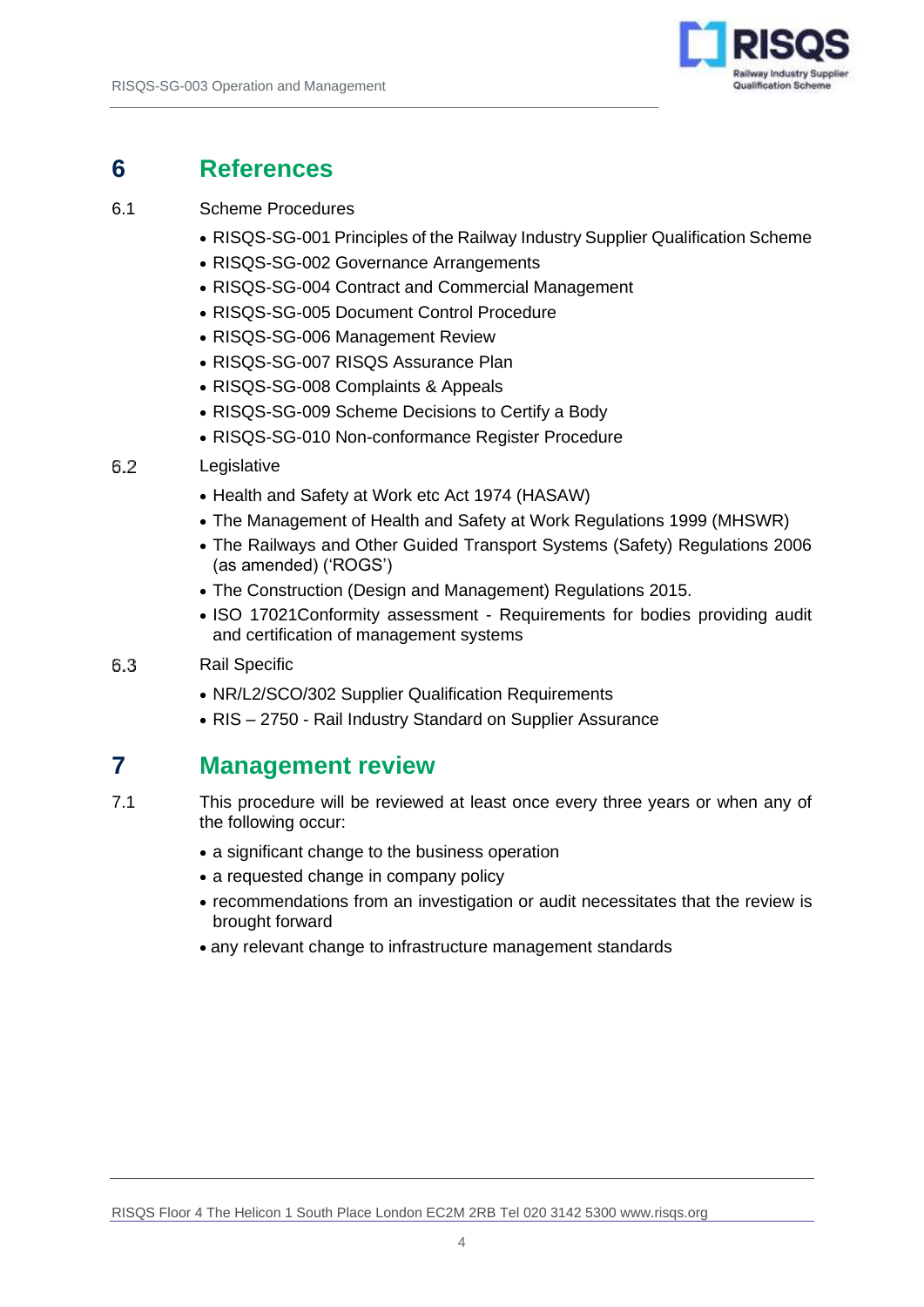# 6 References

6.1 Scheme Procedures

- RISQS-SG-001 Principles of the Railway Industry Supplier Qualification Scheme
- RISQS-SG-002 Governance Arrangements
- RISQS-SG-004 Contract and Commercial Management
- RISQS-SG-005 Document Control Procedure
- RISQS-SG-006 Management Review
- RISQS-SG-007 RISQS Assurance Plan
- RISQS-SG-008 Complaints & Appeals
- RISQS-SG-009 Scheme Decisions to Certify a Body
- RISQS-SG-010 Non-conformance Register Procedure

6.2 Legislative

- Health and Safety at Work etc Act 1974 (HASAW)
- The Management of Health and Safety at Work Regulations 1999 (MHSWR)
- The Railways and Other Guided Transport Systems (Safety) Regulations 2006 (as amended) ('ROGS')
- The Construction (Design and Management) Regulations 2015.
- ISO 17021Conformity assessment - Requirements for bodies providing audit and certification of management systems

6.3 Rail Specific

- NR/L2/SCO/302 Supplier Qualification Requirements
- RIS – 2750 - Rail Industry Standard on Supplier Assurance

# 7 Management review

7.1 This procedure will be reviewed at least once every three years or when any of the following occur:

- a significant change to the business operation
- a requested change in company policy
- recommendations from an investigation or audit necessitates that the review is brought forward
- any relevant change to infrastructure management standards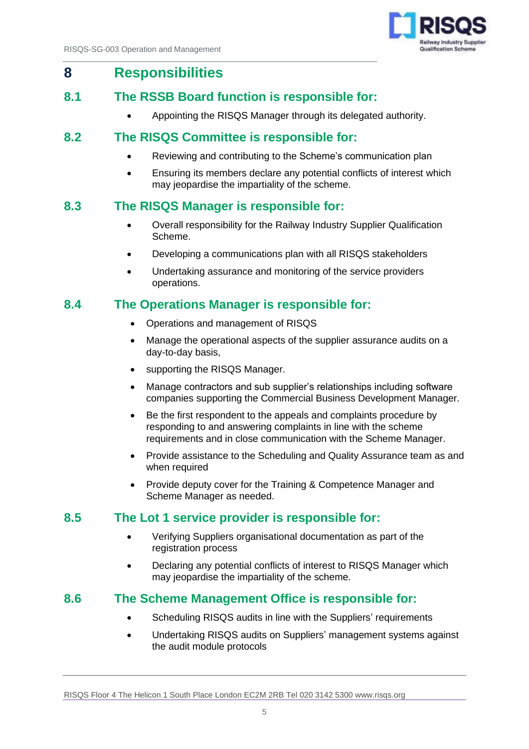# 8 Responsibilities

## 8.1 The RSSB Board function is responsible for:

- Appointing the RISQS Manager through its delegated authority.

## 8.2 The RISQS Committee is responsible for:

- Reviewing and contributing to the Scheme's communication plan
- Ensuring its members declare any potential conflicts of interest which may jeopardise the impartiality of the scheme.

## 8.3 The RISQS Manager is responsible for:

- Overall responsibility for the Railway Industry Supplier Qualification Scheme.
- Developing a communications plan with all RISQS stakeholders
- Undertaking assurance and monitoring of the service providers operations.

## 8.4 The Operations Manager is responsible for:

- Operations and management of RISQS
- Manage the operational aspects of the supplier assurance audits on a day-to-day basis,
- supporting the RISQS Manager.
- Manage contractors and sub supplier's relationships including software companies supporting the Commercial Business Development Manager.
- Be the first respondent to the appeals and complaints procedure by responding to and answering complaints in line with the scheme requirements and in close communication with the Scheme Manager.
- Provide assistance to the Scheduling and Quality Assurance team as and when required
- Provide deputy cover for the Training & Competence Manager and Scheme Manager as needed.

## 8.5 The Lot 1 service provider is responsible for:

- Verifying Suppliers organisational documentation as part of the registration process
- Declaring any potential conflicts of interest to RISQS Manager which may jeopardise the impartiality of the scheme.

## 8.6 The Scheme Management Office is responsible for:

- Scheduling RISQS audits in line with the Suppliers' requirements
- Undertaking RISQS audits on Suppliers' management systems against the audit module protocols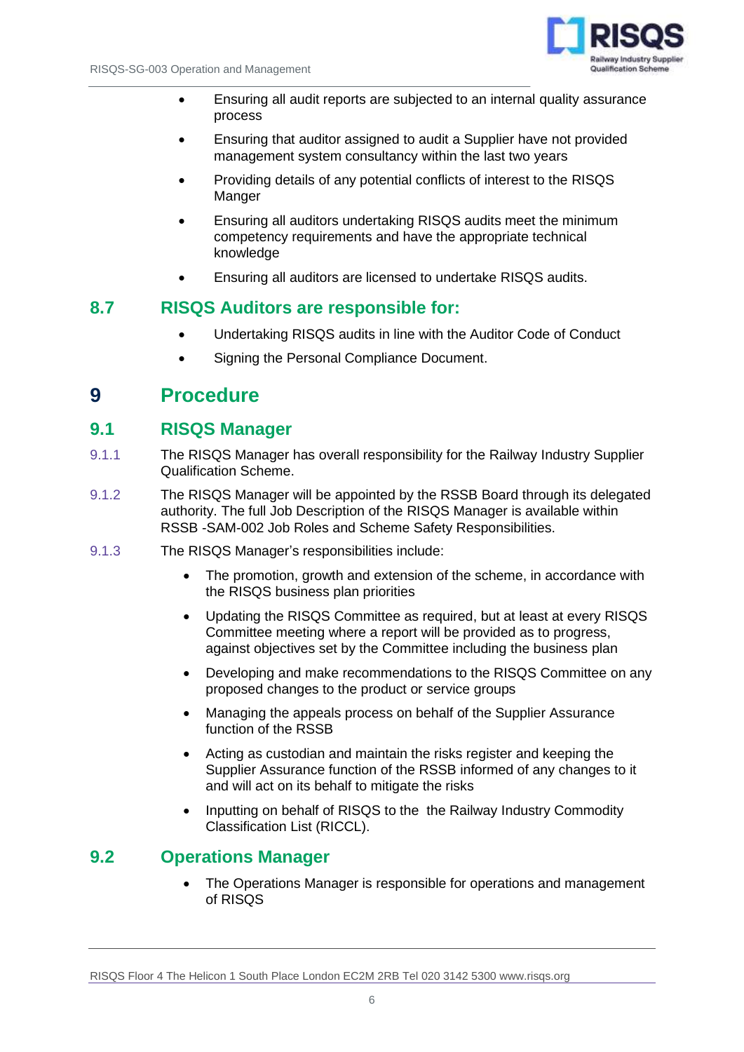- Ensuring all audit reports are subjected to an internal quality assurance process
- Ensuring that auditor assigned to audit a Supplier have not provided management system consultancy within the last two years
- Providing details of any potential conflicts of interest to the RISQS Manger
- Ensuring all auditors undertaking RISQS audits meet the minimum competency requirements and have the appropriate technical knowledge
- Ensuring all auditors are licensed to undertake RISQS audits.

### 8.7 RISQS Auditors are responsible for:

- Undertaking RISQS audits in line with the Auditor Code of Conduct
- Signing the Personal Compliance Document.

## 9 Procedure

### 9.1 RISQS Manager

9.1.1 The RISQS Manager has overall responsibility for the Railway Industry Supplier Qualification Scheme.

9.1.2 The RISQS Manager will be appointed by the RSSB Board through its delegated authority. The full Job Description of the RISQS Manager is available within RSSB -SAM-002 Job Roles and Scheme Safety Responsibilities.

9.1.3 The RISQS Manager's responsibilities include:

- The promotion, growth and extension of the scheme, in accordance with the RISQS business plan priorities
- Updating the RISQS Committee as required, but at least at every RISQS Committee meeting where a report will be provided as to progress, against objectives set by the Committee including the business plan
- Developing and make recommendations to the RISQS Committee on any proposed changes to the product or service groups
- Managing the appeals process on behalf of the Supplier Assurance function of the RSSB
- Acting as custodian and maintain the risks register and keeping the Supplier Assurance function of the RSSB informed of any changes to it and will act on its behalf to mitigate the risks
- Inputting on behalf of RISQS to the the Railway Industry Commodity Classification List (RICCL).

### 9.2 Operations Manager

- The Operations Manager is responsible for operations and management of RISQS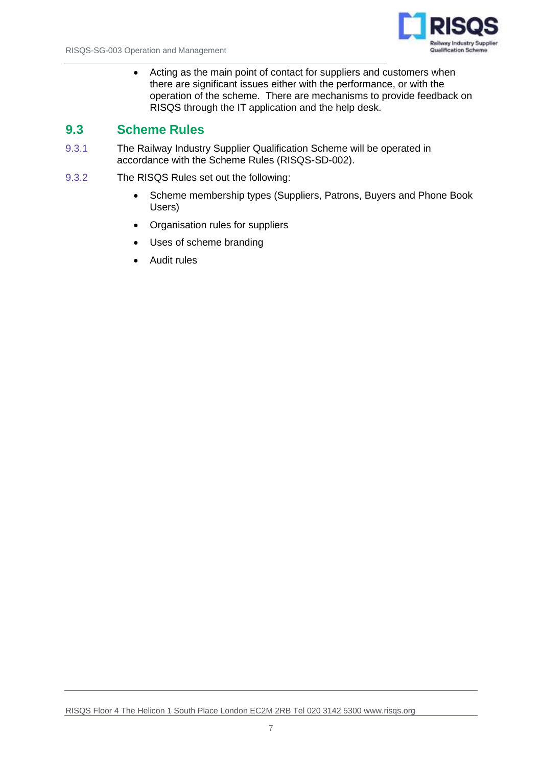- Acting as the main point of contact for suppliers and customers when there are significant issues either with the performance, or with the operation of the scheme. There are mechanisms to provide feedback on RISQS through the IT application and the help desk.

## 9.3 Scheme Rules

9.3.1 The Railway Industry Supplier Qualification Scheme will be operated in accordance with the Scheme Rules (RISQS-SD-002).

9.3.2 The RISQS Rules set out the following:

- Scheme membership types (Suppliers, Patrons, Buyers and Phone Book Users)
- Organisation rules for suppliers
- Uses of scheme branding
- Audit rules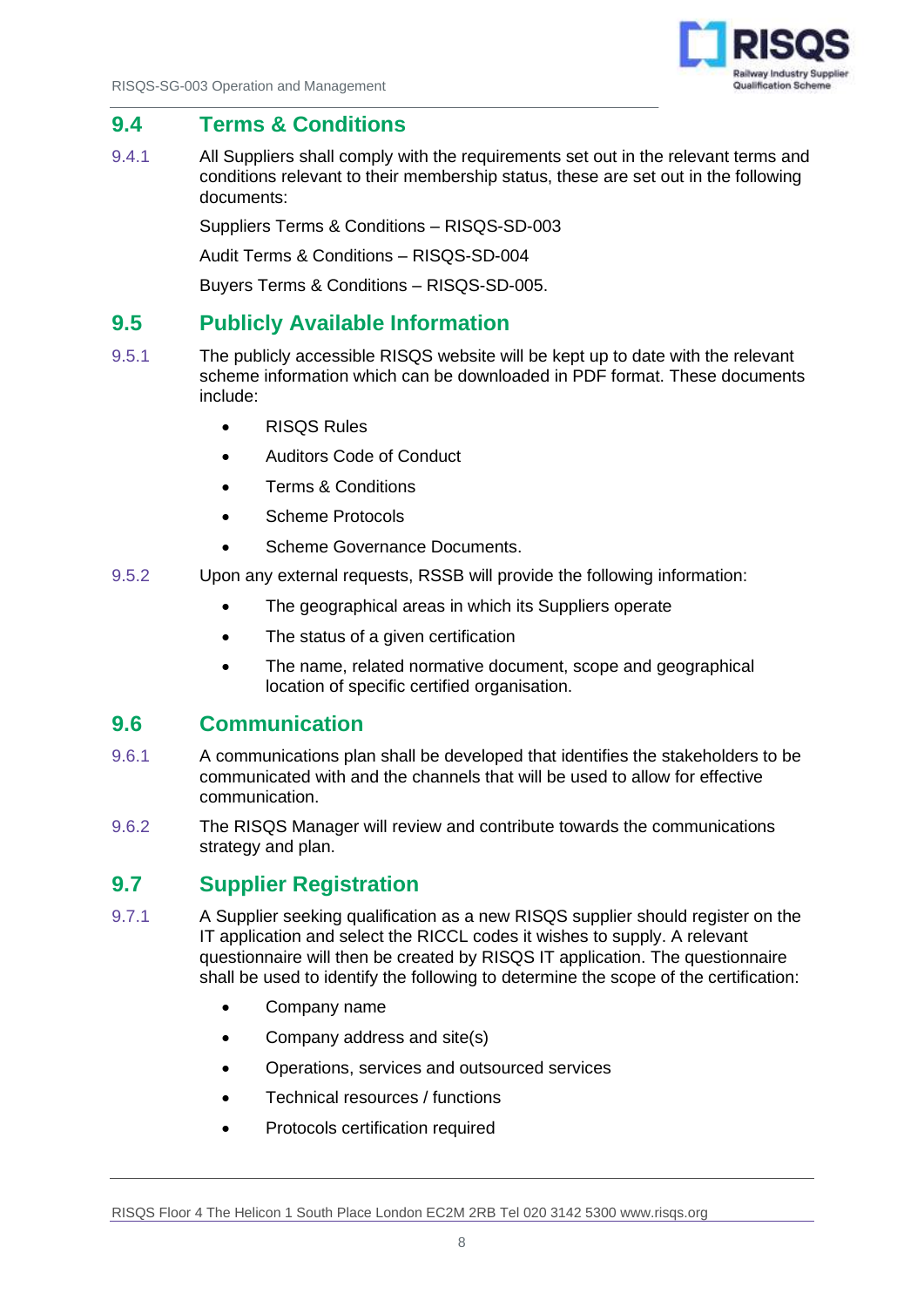## 9.4 Terms & Conditions

9.4.1 All Suppliers shall comply with the requirements set out in the relevant terms and conditions relevant to their membership status, these are set out in the following documents:

Suppliers Terms & Conditions – RISQS-SD-003

Audit Terms & Conditions – RISQS-SD-004

Buyers Terms & Conditions – RISQS-SD-005.

## 9.5 Publicly Available Information

9.5.1 The publicly accessible RISQS website will be kept up to date with the relevant scheme information which can be downloaded in PDF format. These documents include:

- RISQS Rules
- Auditors Code of Conduct
- Terms & Conditions
- Scheme Protocols
- Scheme Governance Documents.

9.5.2 Upon any external requests, RSSB will provide the following information:

- The geographical areas in which its Suppliers operate
- The status of a given certification
- The name, related normative document, scope and geographical location of specific certified organisation.

## 9.6 Communication

9.6.1 A communications plan shall be developed that identifies the stakeholders to be communicated with and the channels that will be used to allow for effective communication.

9.6.2 The RISQS Manager will review and contribute towards the communications strategy and plan.

## 9.7 Supplier Registration

9.7.1 A Supplier seeking qualification as a new RISQS supplier should register on the IT application and select the RICCL codes it wishes to supply. A relevant questionnaire will then be created by RISQS IT application. The questionnaire shall be used to identify the following to determine the scope of the certification:

- Company name
- Company address and site(s)
- Operations, services and outsourced services
- Technical resources / functions
- Protocols certification required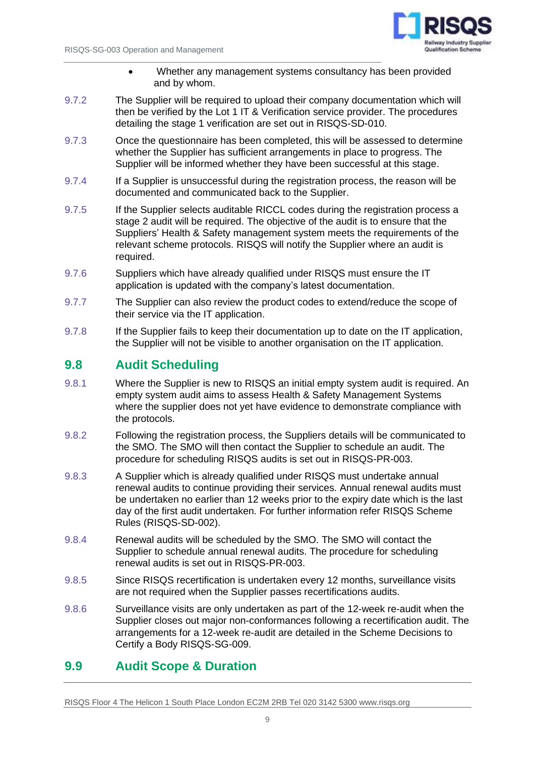- Whether any management systems consultancy has been provided and by whom.

9.7.2 The Supplier will be required to upload their company documentation which will then be verified by the Lot 1 IT & Verification service provider. The procedures detailing the stage 1 verification are set out in RISQS-SD-010.

9.7.3 Once the questionnaire has been completed, this will be assessed to determine whether the Supplier has sufficient arrangements in place to progress. The Supplier will be informed whether they have been successful at this stage.

9.7.4 If a Supplier is unsuccessful during the registration process, the reason will be documented and communicated back to the Supplier.

9.7.5 If the Supplier selects auditable RICCL codes during the registration process a stage 2 audit will be required. The objective of the audit is to ensure that the Suppliers' Health & Safety management system meets the requirements of the relevant scheme protocols. RISQS will notify the Supplier where an audit is required.

9.7.6 Suppliers which have already qualified under RISQS must ensure the IT application is updated with the company's latest documentation.

9.7.7 The Supplier can also review the product codes to extend/reduce the scope of their service via the IT application.

9.7.8 If the Supplier fails to keep their documentation up to date on the IT application, the Supplier will not be visible to another organisation on the IT application.

## 9.8 Audit Scheduling

9.8.1 Where the Supplier is new to RISQS an initial empty system audit is required. An empty system audit aims to assess Health & Safety Management Systems where the supplier does not yet have evidence to demonstrate compliance with the protocols.

9.8.2 Following the registration process, the Suppliers details will be communicated to the SMO. The SMO will then contact the Supplier to schedule an audit. The procedure for scheduling RISQS audits is set out in RISQS-PR-003.

9.8.3 A Supplier which is already qualified under RISQS must undertake annual renewal audits to continue providing their services. Annual renewal audits must be undertaken no earlier than 12 weeks prior to the expiry date which is the last day of the first audit undertaken. For further information refer RISQS Scheme Rules (RISQS-SD-002).

9.8.4 Renewal audits will be scheduled by the SMO. The SMO will contact the Supplier to schedule annual renewal audits. The procedure for scheduling renewal audits is set out in RISQS-PR-003.

9.8.5 Since RISQS recertification is undertaken every 12 months, surveillance visits are not required when the Supplier passes recertifications audits.

9.8.6 Surveillance visits are only undertaken as part of the 12-week re-audit when the Supplier closes out major non-conformances following a recertification audit. The arrangements for a 12-week re-audit are detailed in the Scheme Decisions to Certify a Body RISQS-SG-009.

## 9.9 Audit Scope & Duration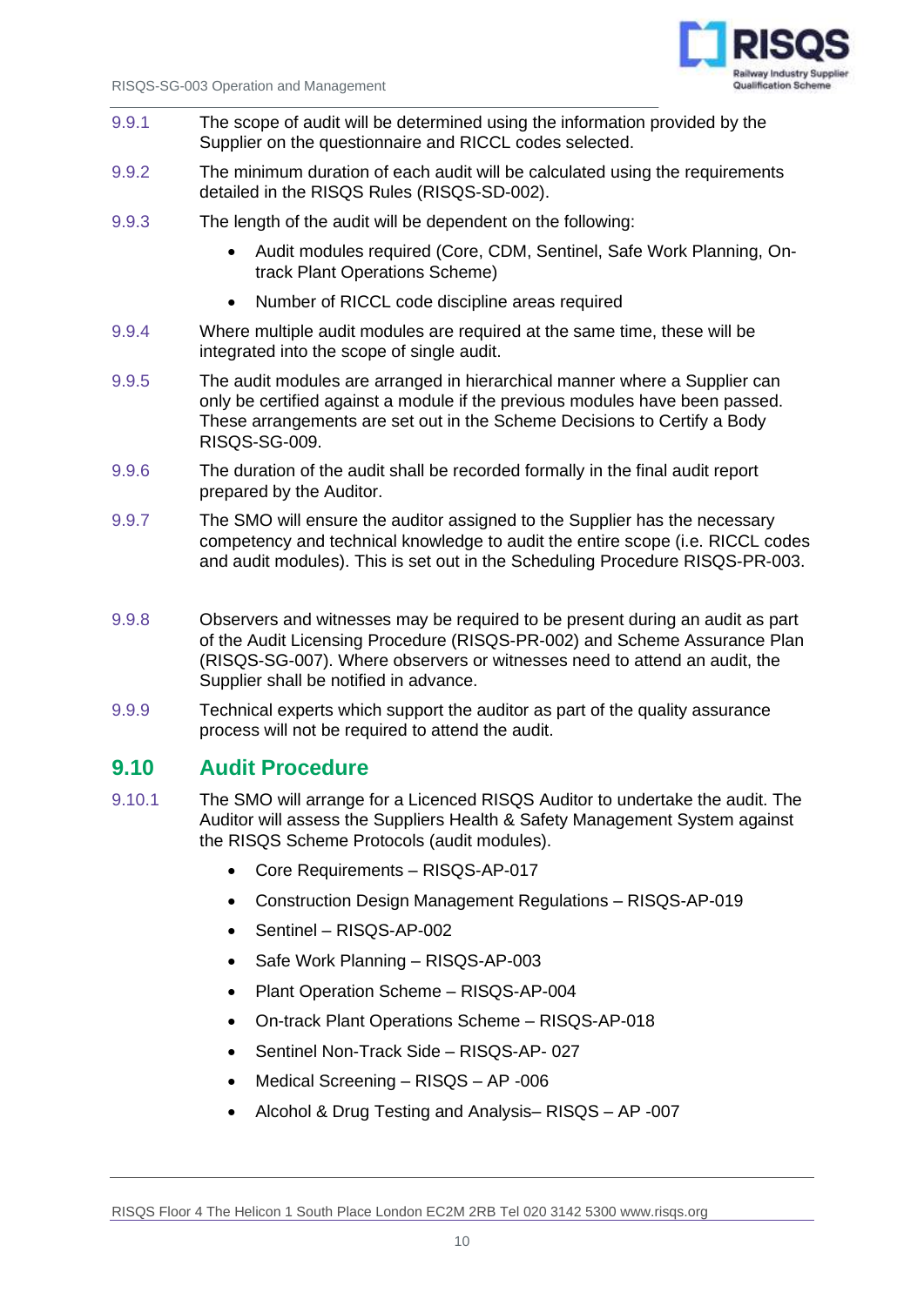9.9.1 The scope of audit will be determined using the information provided by the Supplier on the questionnaire and RICCL codes selected.

9.9.2 The minimum duration of each audit will be calculated using the requirements detailed in the RISQS Rules (RISQS-SD-002).

9.9.3 The length of the audit will be dependent on the following:

- Audit modules required (Core, CDM, Sentinel, Safe Work Planning, On-track Plant Operations Scheme)
- Number of RICCL code discipline areas required

9.9.4 Where multiple audit modules are required at the same time, these will be integrated into the scope of single audit.

9.9.5 The audit modules are arranged in hierarchical manner where a Supplier can only be certified against a module if the previous modules have been passed. These arrangements are set out in the Scheme Decisions to Certify a Body RISQS-SG-009.

9.9.6 The duration of the audit shall be recorded formally in the final audit report prepared by the Auditor.

9.9.7 The SMO will ensure the auditor assigned to the Supplier has the necessary competency and technical knowledge to audit the entire scope (i.e. RICCL codes and audit modules). This is set out in the Scheduling Procedure RISQS-PR-003.

9.9.8 Observers and witnesses may be required to be present during an audit as part of the Audit Licensing Procedure (RISQS-PR-002) and Scheme Assurance Plan (RISQS-SG-007). Where observers or witnesses need to attend an audit, the Supplier shall be notified in advance.

9.9.9 Technical experts which support the auditor as part of the quality assurance process will not be required to attend the audit.

## 9.10 Audit Procedure

9.10.1 The SMO will arrange for a Licenced RISQS Auditor to undertake the audit. The Auditor will assess the Suppliers Health & Safety Management System against the RISQS Scheme Protocols (audit modules).

- Core Requirements – RISQS-AP-017
- Construction Design Management Regulations – RISQS-AP-019
- Sentinel – RISQS-AP-002
- Safe Work Planning – RISQS-AP-003
- Plant Operation Scheme – RISQS-AP-004
- On-track Plant Operations Scheme – RISQS-AP-018
- Sentinel Non-Track Side – RISQS-AP- 027
- Medical Screening – RISQS – AP -006
- Alcohol & Drug Testing and Analysis– RISQS – AP -007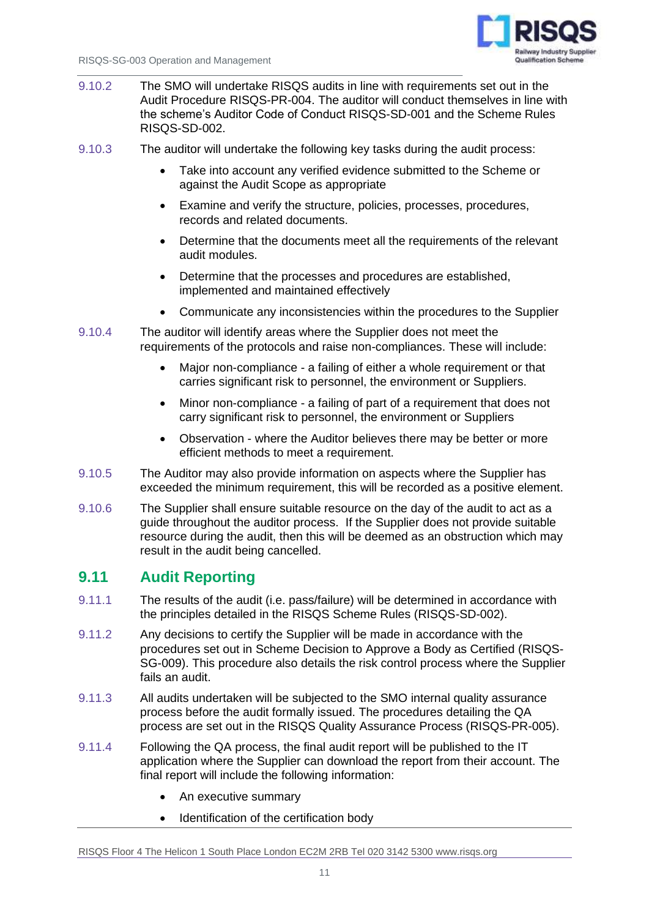9.10.2 The SMO will undertake RISQS audits in line with requirements set out in the Audit Procedure RISQS-PR-004. The auditor will conduct themselves in line with the scheme's Auditor Code of Conduct RISQS-SD-001 and the Scheme Rules RISQS-SD-002.

9.10.3 The auditor will undertake the following key tasks during the audit process:

- Take into account any verified evidence submitted to the Scheme or against the Audit Scope as appropriate
- Examine and verify the structure, policies, processes, procedures, records and related documents.
- Determine that the documents meet all the requirements of the relevant audit modules.
- Determine that the processes and procedures are established, implemented and maintained effectively
- Communicate any inconsistencies within the procedures to the Supplier

9.10.4 The auditor will identify areas where the Supplier does not meet the requirements of the protocols and raise non-compliances. These will include:

- Major non-compliance - a failing of either a whole requirement or that carries significant risk to personnel, the environment or Suppliers.
- Minor non-compliance - a failing of part of a requirement that does not carry significant risk to personnel, the environment or Suppliers
- Observation - where the Auditor believes there may be better or more efficient methods to meet a requirement.

9.10.5 The Auditor may also provide information on aspects where the Supplier has exceeded the minimum requirement, this will be recorded as a positive element.

9.10.6 The Supplier shall ensure suitable resource on the day of the audit to act as a guide throughout the auditor process. If the Supplier does not provide suitable resource during the audit, then this will be deemed as an obstruction which may result in the audit being cancelled.

## 9.11 Audit Reporting

9.11.1 The results of the audit (i.e. pass/failure) will be determined in accordance with the principles detailed in the RISQS Scheme Rules (RISQS-SD-002).

9.11.2 Any decisions to certify the Supplier will be made in accordance with the procedures set out in Scheme Decision to Approve a Body as Certified (RISQS-SG-009). This procedure also details the risk control process where the Supplier fails an audit.

9.11.3 All audits undertaken will be subjected to the SMO internal quality assurance process before the audit formally issued. The procedures detailing the QA process are set out in the RISQS Quality Assurance Process (RISQS-PR-005).

9.11.4 Following the QA process, the final audit report will be published to the IT application where the Supplier can download the report from their account. The final report will include the following information:

- An executive summary
- Identification of the certification body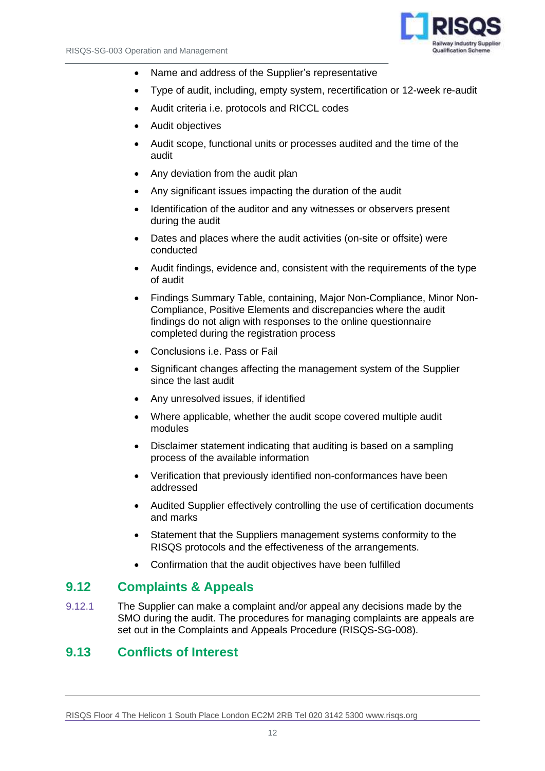- Name and address of the Supplier's representative
- Type of audit, including, empty system, recertification or 12-week re-audit
- Audit criteria i.e. protocols and RICCL codes
- Audit objectives
- Audit scope, functional units or processes audited and the time of the audit
- Any deviation from the audit plan
- Any significant issues impacting the duration of the audit
- Identification of the auditor and any witnesses or observers present during the audit
- Dates and places where the audit activities (on-site or offsite) were conducted
- Audit findings, evidence and, consistent with the requirements of the type of audit
- Findings Summary Table, containing, Major Non-Compliance, Minor Non-Compliance, Positive Elements and discrepancies where the audit findings do not align with responses to the online questionnaire completed during the registration process
- Conclusions i.e. Pass or Fail
- Significant changes affecting the management system of the Supplier since the last audit
- Any unresolved issues, if identified
- Where applicable, whether the audit scope covered multiple audit modules
- Disclaimer statement indicating that auditing is based on a sampling process of the available information
- Verification that previously identified non-conformances have been addressed
- Audited Supplier effectively controlling the use of certification documents and marks
- Statement that the Suppliers management systems conformity to the RISQS protocols and the effectiveness of the arrangements.
- Confirmation that the audit objectives have been fulfilled

## 9.12 Complaints & Appeals

9.12.1 The Supplier can make a complaint and/or appeal any decisions made by the SMO during the audit. The procedures for managing complaints are appeals are set out in the Complaints and Appeals Procedure (RISQS-SG-008).

## 9.13 Conflicts of Interest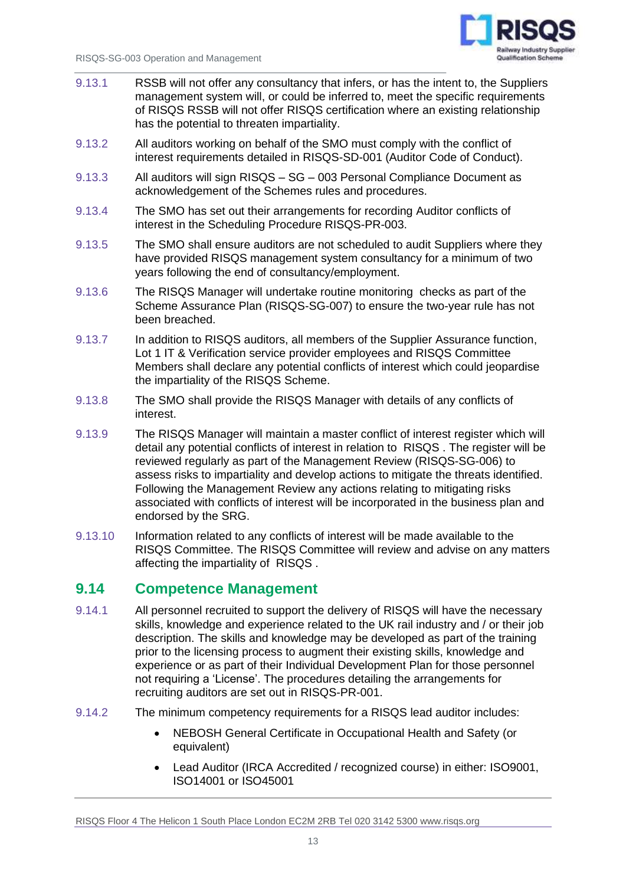9.13.1 RSSB will not offer any consultancy that infers, or has the intent to, the Suppliers management system will, or could be inferred to, meet the specific requirements of RISQS RSSB will not offer RISQS certification where an existing relationship has the potential to threaten impartiality.

9.13.2 All auditors working on behalf of the SMO must comply with the conflict of interest requirements detailed in RISQS-SD-001 (Auditor Code of Conduct).

9.13.3 All auditors will sign RISQS – SG – 003 Personal Compliance Document as acknowledgement of the Schemes rules and procedures.

9.13.4 The SMO has set out their arrangements for recording Auditor conflicts of interest in the Scheduling Procedure RISQS-PR-003.

9.13.5 The SMO shall ensure auditors are not scheduled to audit Suppliers where they have provided RISQS management system consultancy for a minimum of two years following the end of consultancy/employment.

9.13.6 The RISQS Manager will undertake routine monitoring checks as part of the Scheme Assurance Plan (RISQS-SG-007) to ensure the two-year rule has not been breached.

9.13.7 In addition to RISQS auditors, all members of the Supplier Assurance function, Lot 1 IT & Verification service provider employees and RISQS Committee Members shall declare any potential conflicts of interest which could jeopardise the impartiality of the RISQS Scheme.

9.13.8 The SMO shall provide the RISQS Manager with details of any conflicts of interest.

9.13.9 The RISQS Manager will maintain a master conflict of interest register which will detail any potential conflicts of interest in relation to RISQS . The register will be reviewed regularly as part of the Management Review (RISQS-SG-006) to assess risks to impartiality and develop actions to mitigate the threats identified. Following the Management Review any actions relating to mitigating risks associated with conflicts of interest will be incorporated in the business plan and endorsed by the SRG.

9.13.10 Information related to any conflicts of interest will be made available to the RISQS Committee. The RISQS Committee will review and advise on any matters affecting the impartiality of RISQS .

## 9.14 Competence Management

9.14.1 All personnel recruited to support the delivery of RISQS will have the necessary skills, knowledge and experience related to the UK rail industry and / or their job description. The skills and knowledge may be developed as part of the training prior to the licensing process to augment their existing skills, knowledge and experience or as part of their Individual Development Plan for those personnel not requiring a 'License'. The procedures detailing the arrangements for recruiting auditors are set out in RISQS-PR-001.

9.14.2 The minimum competency requirements for a RISQS lead auditor includes:

- NEBOSH General Certificate in Occupational Health and Safety (or equivalent)
- Lead Auditor (IRCA Accredited / recognized course) in either: ISO9001, ISO14001 or ISO45001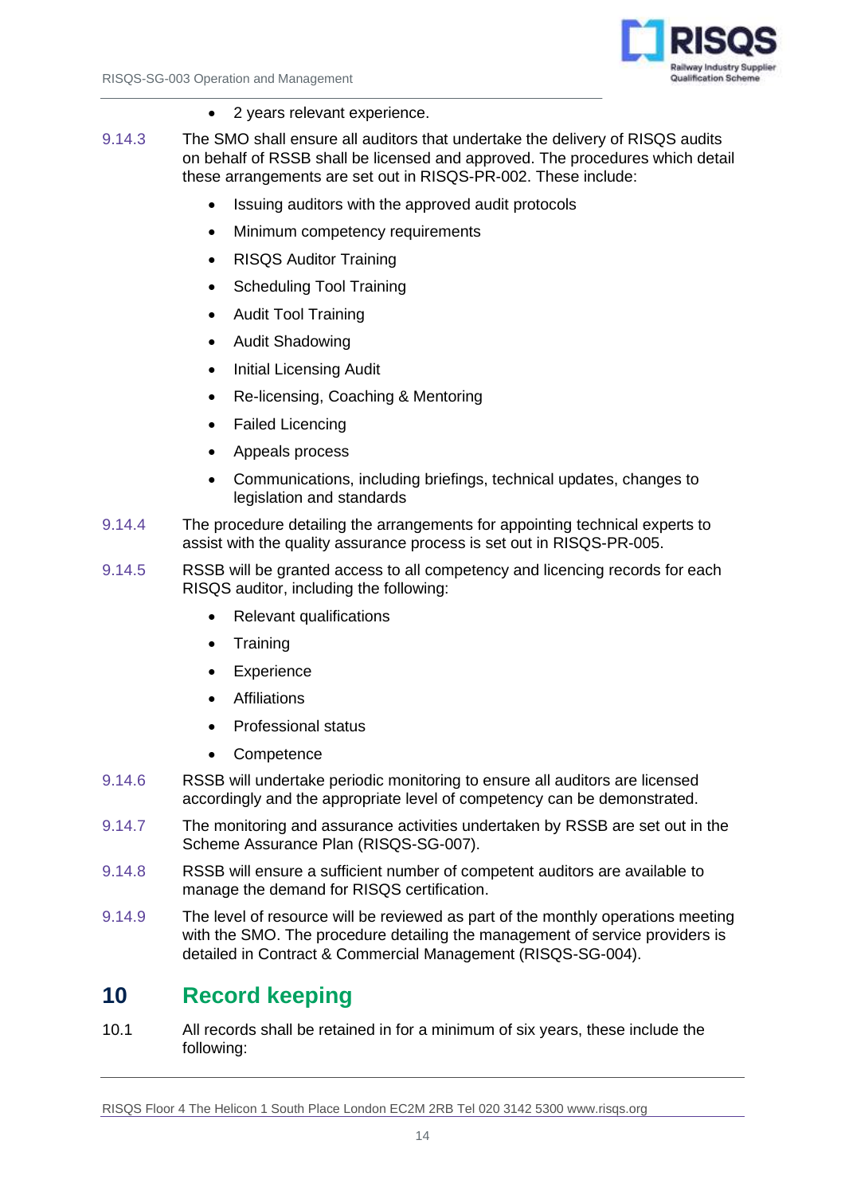- 2 years relevant experience.

9.14.3 The SMO shall ensure all auditors that undertake the delivery of RISQS audits on behalf of RSSB shall be licensed and approved. The procedures which detail these arrangements are set out in RISQS-PR-002. These include:

- Issuing auditors with the approved audit protocols
- Minimum competency requirements
- RISQS Auditor Training
- Scheduling Tool Training
- Audit Tool Training
- Audit Shadowing
- Initial Licensing Audit
- Re-licensing, Coaching & Mentoring
- Failed Licencing
- Appeals process
- Communications, including briefings, technical updates, changes to legislation and standards

9.14.4 The procedure detailing the arrangements for appointing technical experts to assist with the quality assurance process is set out in RISQS-PR-005.

9.14.5 RSSB will be granted access to all competency and licencing records for each RISQS auditor, including the following:

- Relevant qualifications
- Training
- Experience
- Affiliations
- Professional status
- Competence

9.14.6 RSSB will undertake periodic monitoring to ensure all auditors are licensed accordingly and the appropriate level of competency can be demonstrated.

9.14.7 The monitoring and assurance activities undertaken by RSSB are set out in the Scheme Assurance Plan (RISQS-SG-007).

9.14.8 RSSB will ensure a sufficient number of competent auditors are available to manage the demand for RISQS certification.

9.14.9 The level of resource will be reviewed as part of the monthly operations meeting with the SMO. The procedure detailing the management of service providers is detailed in Contract & Commercial Management (RISQS-SG-004).

# 10 Record keeping

10.1 All records shall be retained in for a minimum of six years, these include the following: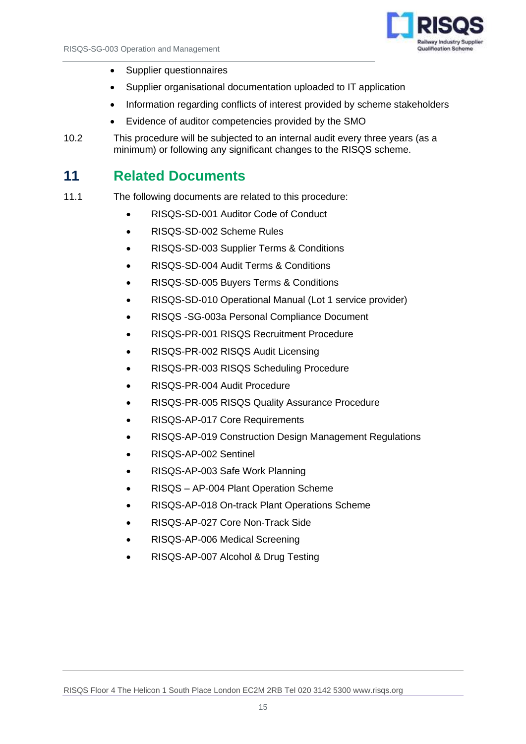- Supplier questionnaires
- Supplier organisational documentation uploaded to IT application
- Information regarding conflicts of interest provided by scheme stakeholders
- Evidence of auditor competencies provided by the SMO

10.2 This procedure will be subjected to an internal audit every three years (as a minimum) or following any significant changes to the RISQS scheme.

## 11 Related Documents

11.1 The following documents are related to this procedure:

- RISQS-SD-001 Auditor Code of Conduct
- RISQS-SD-002 Scheme Rules
- RISQS-SD-003 Supplier Terms & Conditions
- RISQS-SD-004 Audit Terms & Conditions
- RISQS-SD-005 Buyers Terms & Conditions
- RISQS-SD-010 Operational Manual (Lot 1 service provider)
- RISQS -SG-003a Personal Compliance Document
- RISQS-PR-001 RISQS Recruitment Procedure
- RISQS-PR-002 RISQS Audit Licensing
- RISQS-PR-003 RISQS Scheduling Procedure
- RISQS-PR-004 Audit Procedure
- RISQS-PR-005 RISQS Quality Assurance Procedure
- RISQS-AP-017 Core Requirements
- RISQS-AP-019 Construction Design Management Regulations
- RISQS-AP-002 Sentinel
- RISQS-AP-003 Safe Work Planning
- RISQS – AP-004 Plant Operation Scheme
- RISQS-AP-018 On-track Plant Operations Scheme
- RISQS-AP-027 Core Non-Track Side
- RISQS-AP-006 Medical Screening
- RISQS-AP-007 Alcohol & Drug Testing